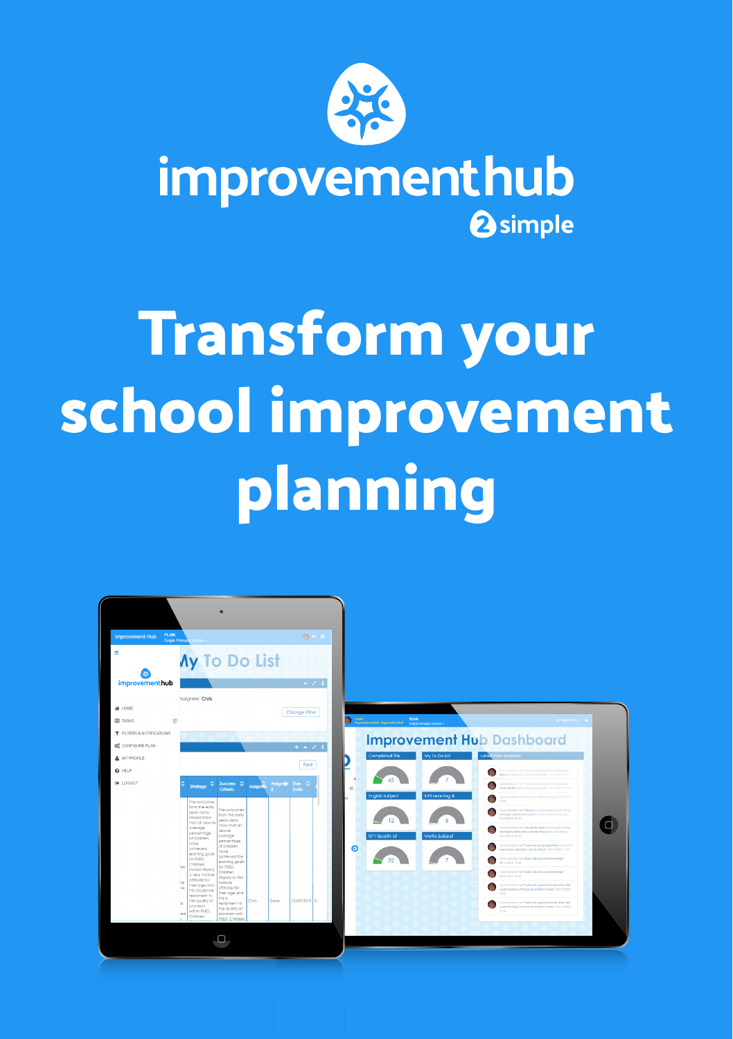improvementhub

2simple

# Transform your school improvement planning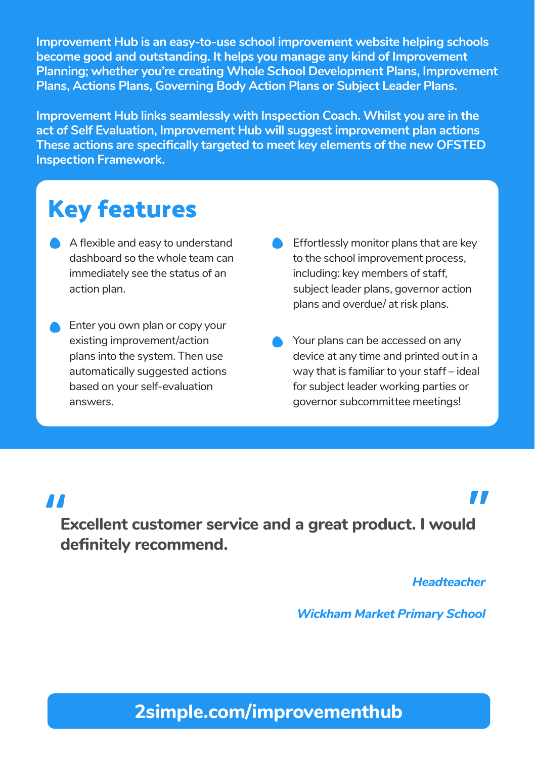**Improvement Hub is an easy-to-use school improvement website helping schools become good and outstanding. It helps you manage any kind of Improvement Planning; whether you're creating Whole School Development Plans, Improvement Plans, Actions Plans, Governing Body Action Plans or Subject Leader Plans.**

**Improvement Hub links seamlessly with Inspection Coach. Whilst you are in the act of Self Evaluation, Improvement Hub will suggest improvement plan actions These actions are specifically targeted to meet key elements of the new OFSTED Inspection Framework.**

## Key features

- A flexible and easy to understand dashboard so the whole team can immediately see the status of an action plan.
- Enter you own plan or copy your existing improvement/action plans into the system. Then use automatically suggested actions based on your self-evaluation answers.
- Effortlessly monitor plans that are key to the school improvement process, including: key members of staff, subject leader plans, governor action plans and overdue/ at risk plans.
- Your plans can be accessed on any device at any time and printed out in a way that is familiar to your staff – ideal for subject leader working parties or governor subcommittee meetings!

> **Excellent customer service and a great product. I would definitely recommend.**
>
> ***Headteacher***
>
> ***Wickham Market Primary School***

**2simple.com/improvementhub**